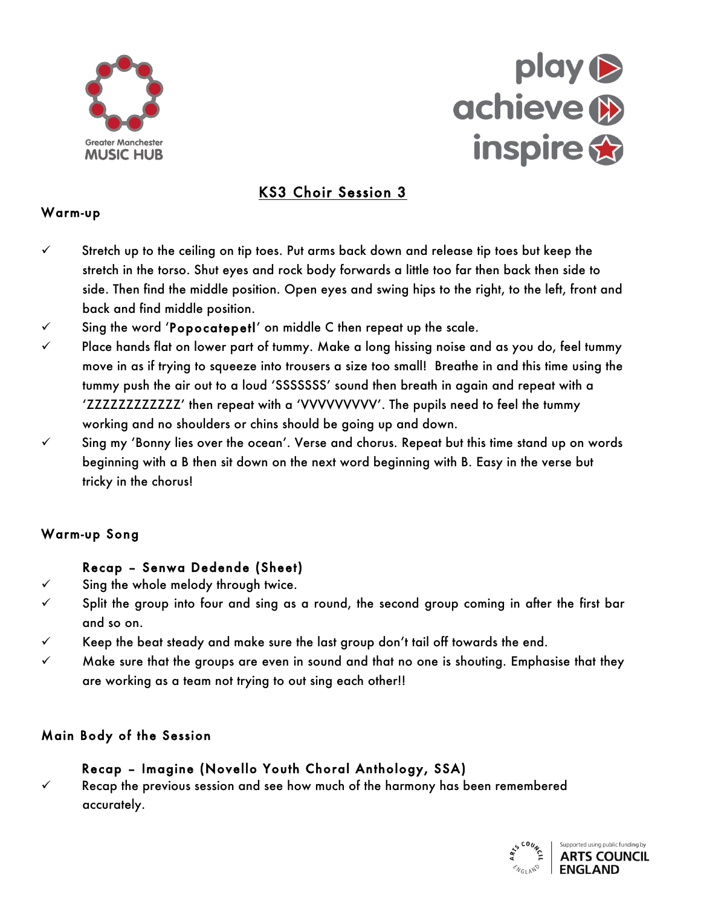Greater Manchester MUSIC HUB

play achieve inspire

# KS3 Choir Session 3

## Warm-up

- ✓ Stretch up to the ceiling on tip toes. Put arms back down and release tip toes but keep the stretch in the torso. Shut eyes and rock body forwards a little too far then back then side to side. Then find the middle position. Open eyes and swing hips to the right, to the left, front and back and find middle position.
- ✓ Sing the word '**Popocatepetl**' on middle C then repeat up the scale.
- ✓ Place hands flat on lower part of tummy. Make a long hissing noise and as you do, feel tummy move in as if trying to squeeze into trousers a size too small! Breathe in and this time using the tummy push the air out to a loud 'SSSSSSS' sound then breath in again and repeat with a 'ZZZZZZZZZZZZ' then repeat with a 'VVVVVVVVV'. The pupils need to feel the tummy working and no shoulders or chins should be going up and down.
- ✓ Sing my 'Bonny lies over the ocean'. Verse and chorus. Repeat but this time stand up on words beginning with a B then sit down on the next word beginning with B. Easy in the verse but tricky in the chorus!

## Warm-up Song

### Recap – Senwa Dedende (Sheet)

- ✓ Sing the whole melody through twice.
- ✓ Split the group into four and sing as a round, the second group coming in after the first bar and so on.
- ✓ Keep the beat steady and make sure the last group don't tail off towards the end.
- ✓ Make sure that the groups are even in sound and that no one is shouting. Emphasise that they are working as a team not trying to out sing each other!!

## Main Body of the Session

### Recap – Imagine (Novello Youth Choral Anthology, SSA)

- ✓ Recap the previous session and see how much of the harmony has been remembered accurately.

Supported using public funding by ARTS COUNCIL ENGLAND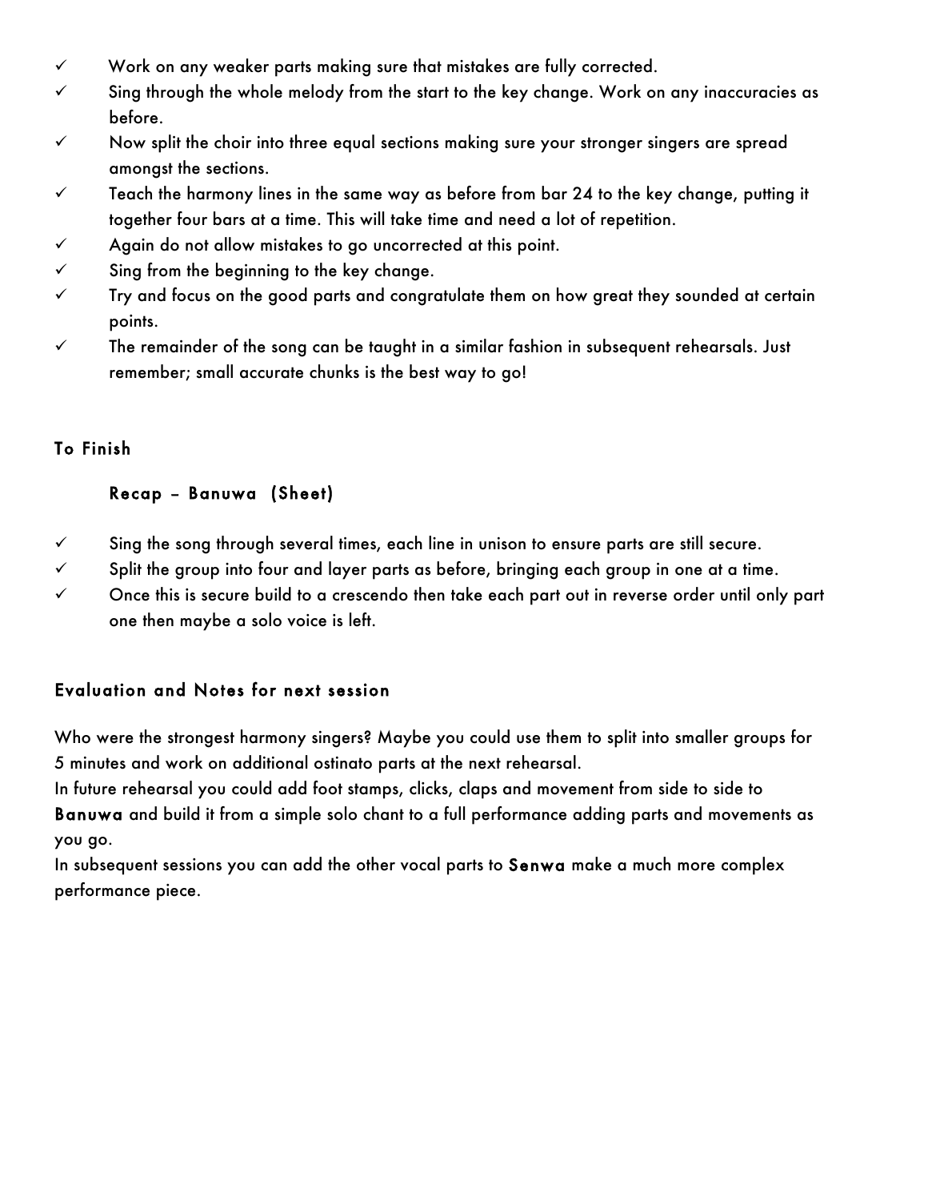- ✓ Work on any weaker parts making sure that mistakes are fully corrected.
- ✓ Sing through the whole melody from the start to the key change. Work on any inaccuracies as before.
- ✓ Now split the choir into three equal sections making sure your stronger singers are spread amongst the sections.
- ✓ Teach the harmony lines in the same way as before from bar 24 to the key change, putting it together four bars at a time. This will take time and need a lot of repetition.
- ✓ Again do not allow mistakes to go uncorrected at this point.
- ✓ Sing from the beginning to the key change.
- ✓ Try and focus on the good parts and congratulate them on how great they sounded at certain points.
- ✓ The remainder of the song can be taught in a similar fashion in subsequent rehearsals. Just remember; small accurate chunks is the best way to go!

## To Finish

### Recap – Banuwa (Sheet)

- ✓ Sing the song through several times, each line in unison to ensure parts are still secure.
- ✓ Split the group into four and layer parts as before, bringing each group in one at a time.
- ✓ Once this is secure build to a crescendo then take each part out in reverse order until only part one then maybe a solo voice is left.

## Evaluation and Notes for next session

Who were the strongest harmony singers? Maybe you could use them to split into smaller groups for 5 minutes and work on additional ostinato parts at the next rehearsal.
In future rehearsal you could add foot stamps, clicks, claps and movement from side to side to **Banuwa** and build it from a simple solo chant to a full performance adding parts and movements as you go.
In subsequent sessions you can add the other vocal parts to **Senwa** make a much more complex performance piece.